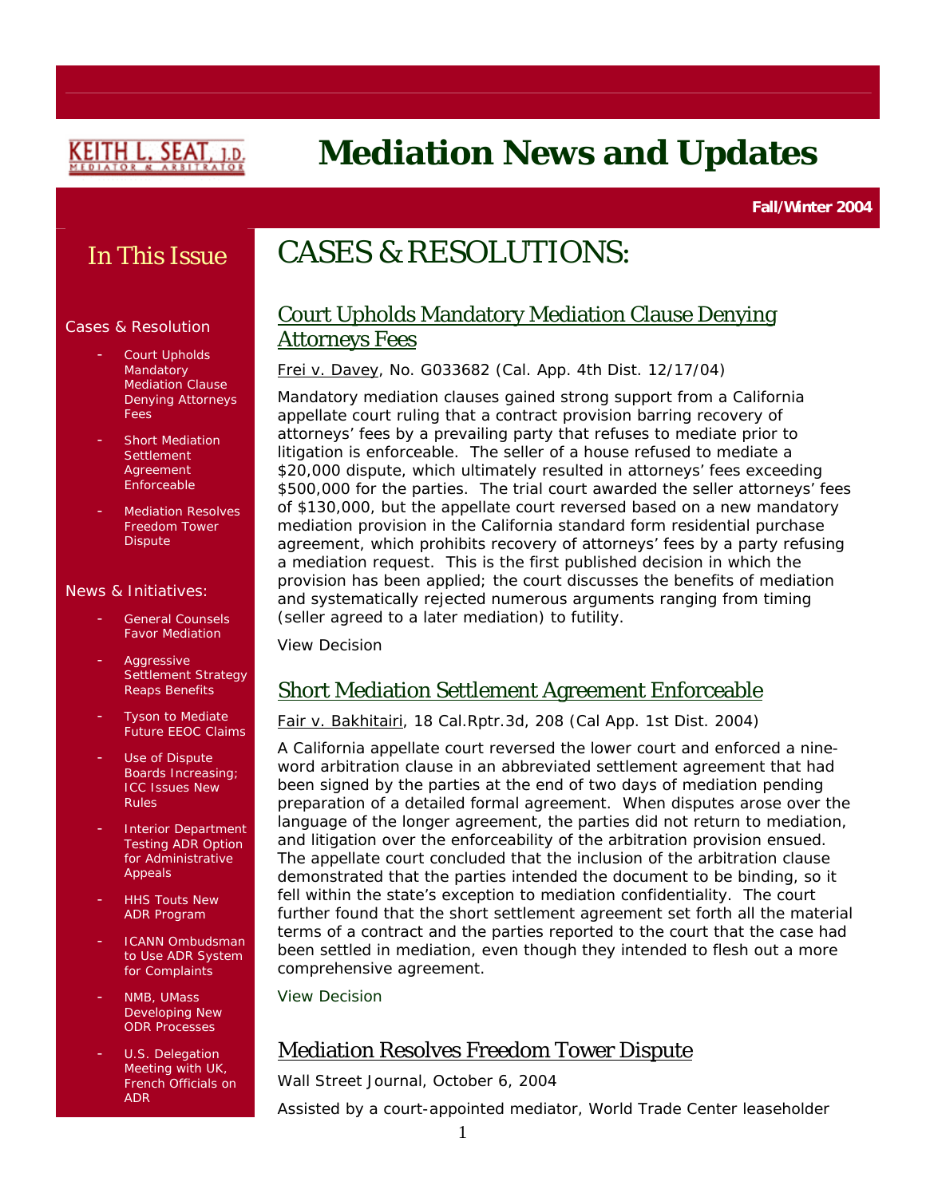KEITH L. SEAT, J.D.
MEDIATOR & ARBITRATOR

# Mediation News and Updates

**Fall/Winter 2004**

## In This Issue

Cases & Resolution

- Court Upholds Mandatory Mediation Clause Denying Attorneys Fees
- Short Mediation Settlement Agreement Enforceable
- Mediation Resolves Freedom Tower Dispute

News & Initiatives:

- General Counsels Favor Mediation
- Aggressive Settlement Strategy Reaps Benefits
- Tyson to Mediate Future EEOC Claims
- Use of Dispute Boards Increasing; ICC Issues New Rules
- Interior Department Testing ADR Option for Administrative Appeals
- HHS Touts New ADR Program
- ICANN Ombudsman to Use ADR System for Complaints
- NMB, UMass Developing New ODR Processes
- U.S. Delegation Meeting with UK, French Officials on ADR

# CASES & RESOLUTIONS:

## Court Upholds Mandatory Mediation Clause Denying Attorneys Fees

Frei v. Davey, No. G033682 (Cal. App. 4th Dist. 12/17/04)

Mandatory mediation clauses gained strong support from a California appellate court ruling that a contract provision barring recovery of attorneys' fees by a prevailing party that refuses to mediate prior to litigation is enforceable. The seller of a house refused to mediate a $20,000 dispute, which ultimately resulted in attorneys' fees exceeding $500,000 for the parties. The trial court awarded the seller attorneys' fees of $130,000, but the appellate court reversed based on a new mandatory mediation provision in the California standard form residential purchase agreement, which prohibits recovery of attorneys' fees by a party refusing a mediation request. This is the first published decision in which the provision has been applied; the court discusses the benefits of mediation and systematically rejected numerous arguments ranging from timing (seller agreed to a later mediation) to futility.

View Decision

## Short Mediation Settlement Agreement Enforceable

Fair v. Bakhitairi, 18 Cal.Rptr.3d, 208 (Cal App. 1st Dist. 2004)

A California appellate court reversed the lower court and enforced a nine-word arbitration clause in an abbreviated settlement agreement that had been signed by the parties at the end of two days of mediation pending preparation of a detailed formal agreement. When disputes arose over the language of the longer agreement, the parties did not return to mediation, and litigation over the enforceability of the arbitration provision ensued. The appellate court concluded that the inclusion of the arbitration clause demonstrated that the parties intended the document to be binding, so it fell within the state's exception to mediation confidentiality. The court further found that the short settlement agreement set forth all the material terms of a contract and the parties reported to the court that the case had been settled in mediation, even though they intended to flesh out a more comprehensive agreement.

View Decision

## Mediation Resolves Freedom Tower Dispute

Wall Street Journal, October 6, 2004

Assisted by a court-appointed mediator, World Trade Center leaseholder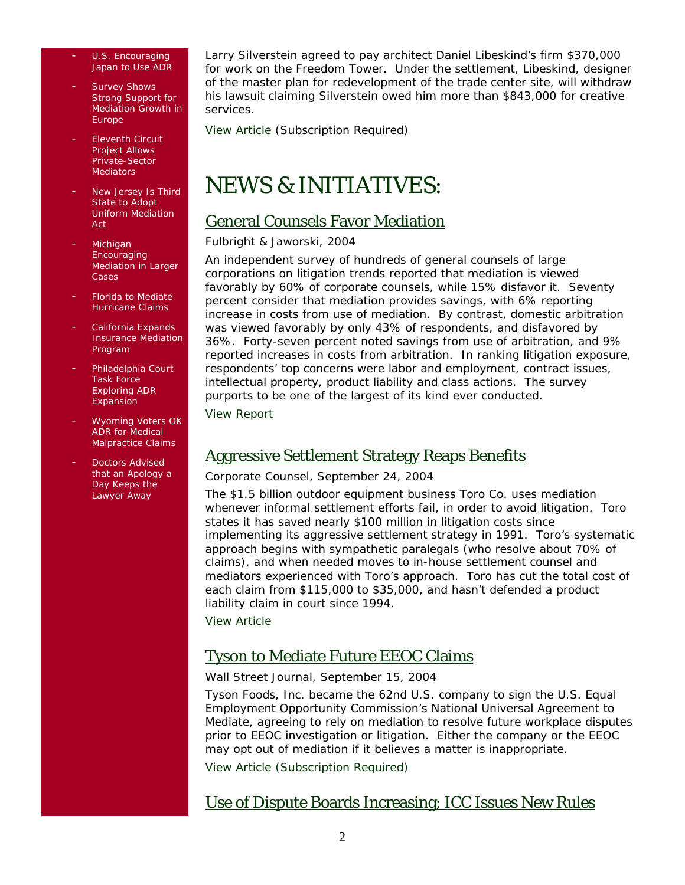- U.S. Encouraging Japan to Use ADR
- Survey Shows Strong Support for Mediation Growth in Europe
- Eleventh Circuit Project Allows Private-Sector Mediators
- New Jersey Is Third State to Adopt Uniform Mediation Act
- Michigan Encouraging Mediation in Larger Cases
- Florida to Mediate Hurricane Claims
- California Expands Insurance Mediation Program
- Philadelphia Court Task Force Exploring ADR Expansion
- Wyoming Voters OK ADR for Medical Malpractice Claims
- Doctors Advised that an Apology a Day Keeps the Lawyer Away

Larry Silverstein agreed to pay architect Daniel Libeskind's firm $370,000 for work on the Freedom Tower. Under the settlement, Libeskind, designer of the master plan for redevelopment of the trade center site, will withdraw his lawsuit claiming Silverstein owed him more than $843,000 for creative services.

View Article (Subscription Required)

# NEWS & INITIATIVES:

## General Counsels Favor Mediation

Fulbright & Jaworski, 2004

An independent survey of hundreds of general counsels of large corporations on litigation trends reported that mediation is viewed favorably by 60% of corporate counsels, while 15% disfavor it. Seventy percent consider that mediation provides savings, with 6% reporting increase in costs from use of mediation. By contrast, domestic arbitration was viewed favorably by only 43% of respondents, and disfavored by 36%. Forty-seven percent noted savings from use of arbitration, and 9% reported increases in costs from arbitration. In ranking litigation exposure, respondents' top concerns were labor and employment, contract issues, intellectual property, product liability and class actions. The survey purports to be one of the largest of its kind ever conducted.

View Report

## Aggressive Settlement Strategy Reaps Benefits

Corporate Counsel, September 24, 2004

The $1.5 billion outdoor equipment business Toro Co. uses mediation whenever informal settlement efforts fail, in order to avoid litigation. Toro states it has saved nearly $100 million in litigation costs since implementing its aggressive settlement strategy in 1991. Toro's systematic approach begins with sympathetic paralegals (who resolve about 70% of claims), and when needed moves to in-house settlement counsel and mediators experienced with Toro's approach. Toro has cut the total cost of each claim from $115,000 to $35,000, and hasn't defended a product liability claim in court since 1994.

View Article

## Tyson to Mediate Future EEOC Claims

Wall Street Journal, September 15, 2004

Tyson Foods, Inc. became the 62nd U.S. company to sign the U.S. Equal Employment Opportunity Commission's National Universal Agreement to Mediate, agreeing to rely on mediation to resolve future workplace disputes prior to EEOC investigation or litigation. Either the company or the EEOC may opt out of mediation if it believes a matter is inappropriate.

View Article (Subscription Required)

## Use of Dispute Boards Increasing; ICC Issues New Rules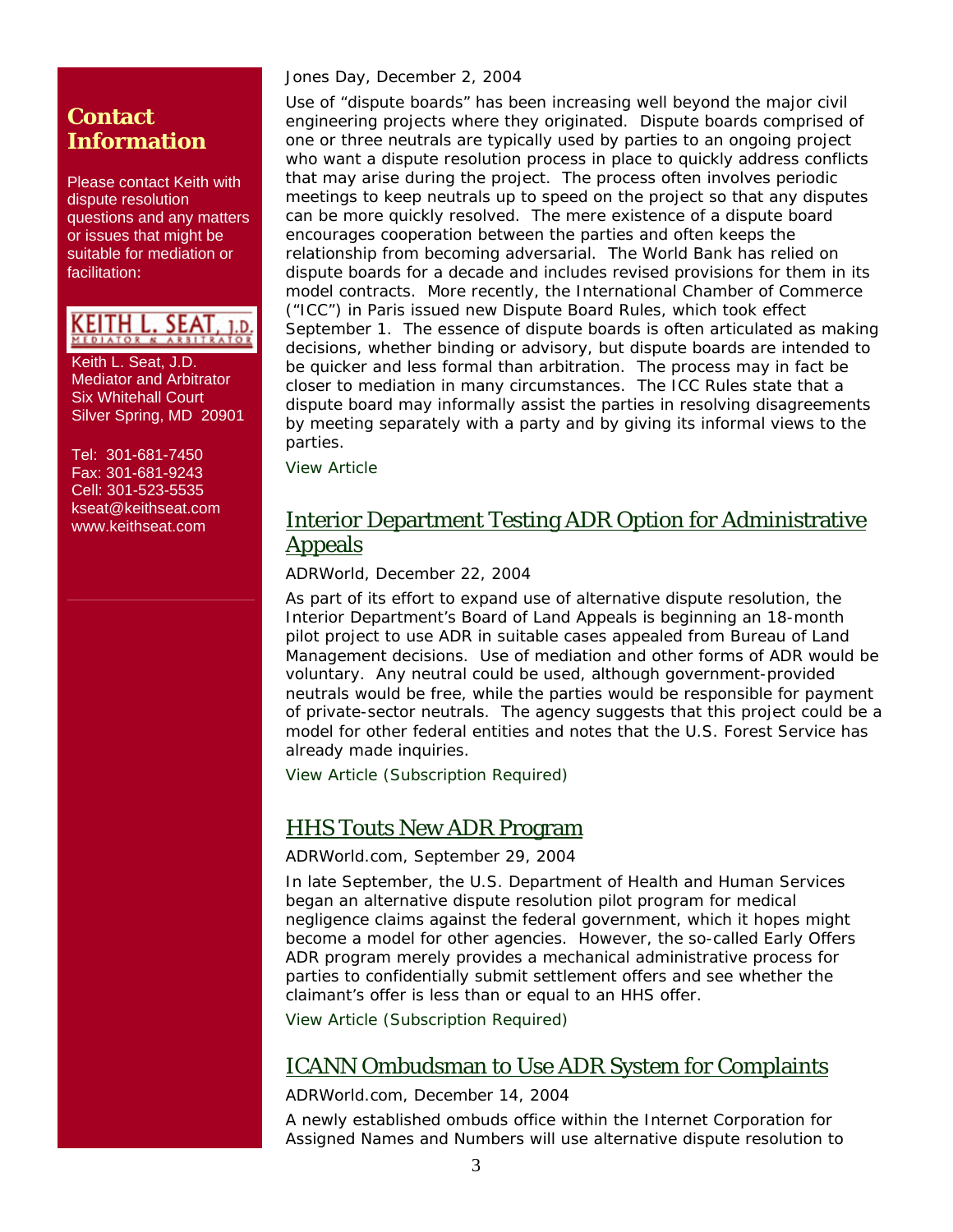## Contact Information

Please contact Keith with dispute resolution questions and any matters or issues that might be suitable for mediation or facilitation:

KEITH L. SEAT, J.D.
MEDIATOR & ARBITRATOR

Keith L. Seat, J.D.
Mediator and Arbitrator
Six Whitehall Court
Silver Spring, MD 20901

Tel: 301-681-7450
Fax: 301-681-9243
Cell: 301-523-5535
kseat@keithseat.com
www.keithseat.com

---

Jones Day, December 2, 2004

Use of "dispute boards" has been increasing well beyond the major civil engineering projects where they originated. Dispute boards comprised of one or three neutrals are typically used by parties to an ongoing project who want a dispute resolution process in place to quickly address conflicts that may arise during the project. The process often involves periodic meetings to keep neutrals up to speed on the project so that any disputes can be more quickly resolved. The mere existence of a dispute board encourages cooperation between the parties and often keeps the relationship from becoming adversarial. The World Bank has relied on dispute boards for a decade and includes revised provisions for them in its model contracts. More recently, the International Chamber of Commerce ("ICC") in Paris issued new Dispute Board Rules, which took effect September 1. The essence of dispute boards is often articulated as making decisions, whether binding or advisory, but dispute boards are intended to be quicker and less formal than arbitration. The process may in fact be closer to mediation in many circumstances. The ICC Rules state that a dispute board may informally assist the parties in resolving disagreements by meeting separately with a party and by giving its informal views to the parties.

View Article

## Interior Department Testing ADR Option for Administrative Appeals

ADRWorld, December 22, 2004

As part of its effort to expand use of alternative dispute resolution, the Interior Department's Board of Land Appeals is beginning an 18-month pilot project to use ADR in suitable cases appealed from Bureau of Land Management decisions. Use of mediation and other forms of ADR would be voluntary. Any neutral could be used, although government-provided neutrals would be free, while the parties would be responsible for payment of private-sector neutrals. The agency suggests that this project could be a model for other federal entities and notes that the U.S. Forest Service has already made inquiries.

View Article (Subscription Required)

## HHS Touts New ADR Program

ADRWorld.com, September 29, 2004

In late September, the U.S. Department of Health and Human Services began an alternative dispute resolution pilot program for medical negligence claims against the federal government, which it hopes might become a model for other agencies. However, the so-called Early Offers ADR program merely provides a mechanical administrative process for parties to confidentially submit settlement offers and see whether the claimant's offer is less than or equal to an HHS offer.

View Article (Subscription Required)

## ICANN Ombudsman to Use ADR System for Complaints

ADRWorld.com, December 14, 2004

A newly established ombuds office within the Internet Corporation for Assigned Names and Numbers will use alternative dispute resolution to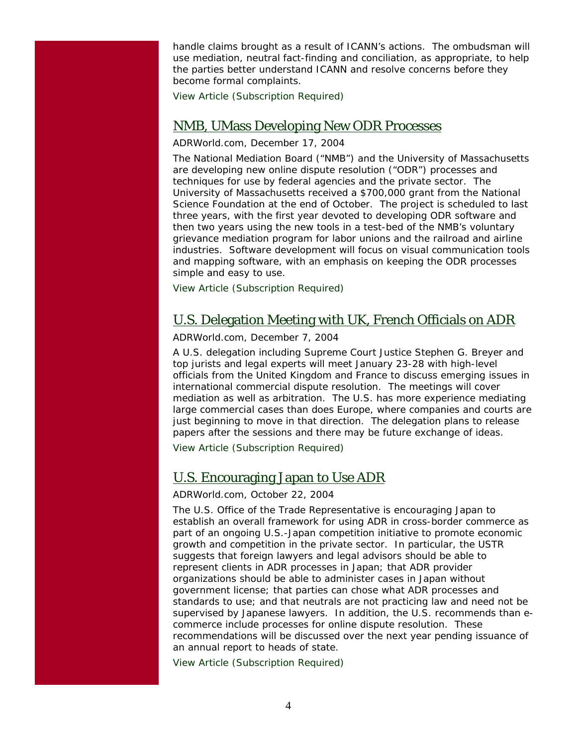handle claims brought as a result of ICANN's actions. The ombudsman will use mediation, neutral fact-finding and conciliation, as appropriate, to help the parties better understand ICANN and resolve concerns before they become formal complaints.

View Article (Subscription Required)

## NMB, UMass Developing New ODR Processes

ADRWorld.com, December 17, 2004

The National Mediation Board ("NMB") and the University of Massachusetts are developing new online dispute resolution ("ODR") processes and techniques for use by federal agencies and the private sector. The University of Massachusetts received a $700,000 grant from the National Science Foundation at the end of October. The project is scheduled to last three years, with the first year devoted to developing ODR software and then two years using the new tools in a test-bed of the NMB's voluntary grievance mediation program for labor unions and the railroad and airline industries. Software development will focus on visual communication tools and mapping software, with an emphasis on keeping the ODR processes simple and easy to use.

View Article (Subscription Required)

## U.S. Delegation Meeting with UK, French Officials on ADR

ADRWorld.com, December 7, 2004

A U.S. delegation including Supreme Court Justice Stephen G. Breyer and top jurists and legal experts will meet January 23-28 with high-level officials from the United Kingdom and France to discuss emerging issues in international commercial dispute resolution. The meetings will cover mediation as well as arbitration. The U.S. has more experience mediating large commercial cases than does Europe, where companies and courts are just beginning to move in that direction. The delegation plans to release papers after the sessions and there may be future exchange of ideas.

View Article (Subscription Required)

## U.S. Encouraging Japan to Use ADR

ADRWorld.com, October 22, 2004

The U.S. Office of the Trade Representative is encouraging Japan to establish an overall framework for using ADR in cross-border commerce as part of an ongoing U.S.-Japan competition initiative to promote economic growth and competition in the private sector. In particular, the USTR suggests that foreign lawyers and legal advisors should be able to represent clients in ADR processes in Japan; that ADR provider organizations should be able to administer cases in Japan without government license; that parties can chose what ADR processes and standards to use; and that neutrals are not practicing law and need not be supervised by Japanese lawyers. In addition, the U.S. recommends than e-commerce include processes for online dispute resolution. These recommendations will be discussed over the next year pending issuance of an annual report to heads of state.

View Article (Subscription Required)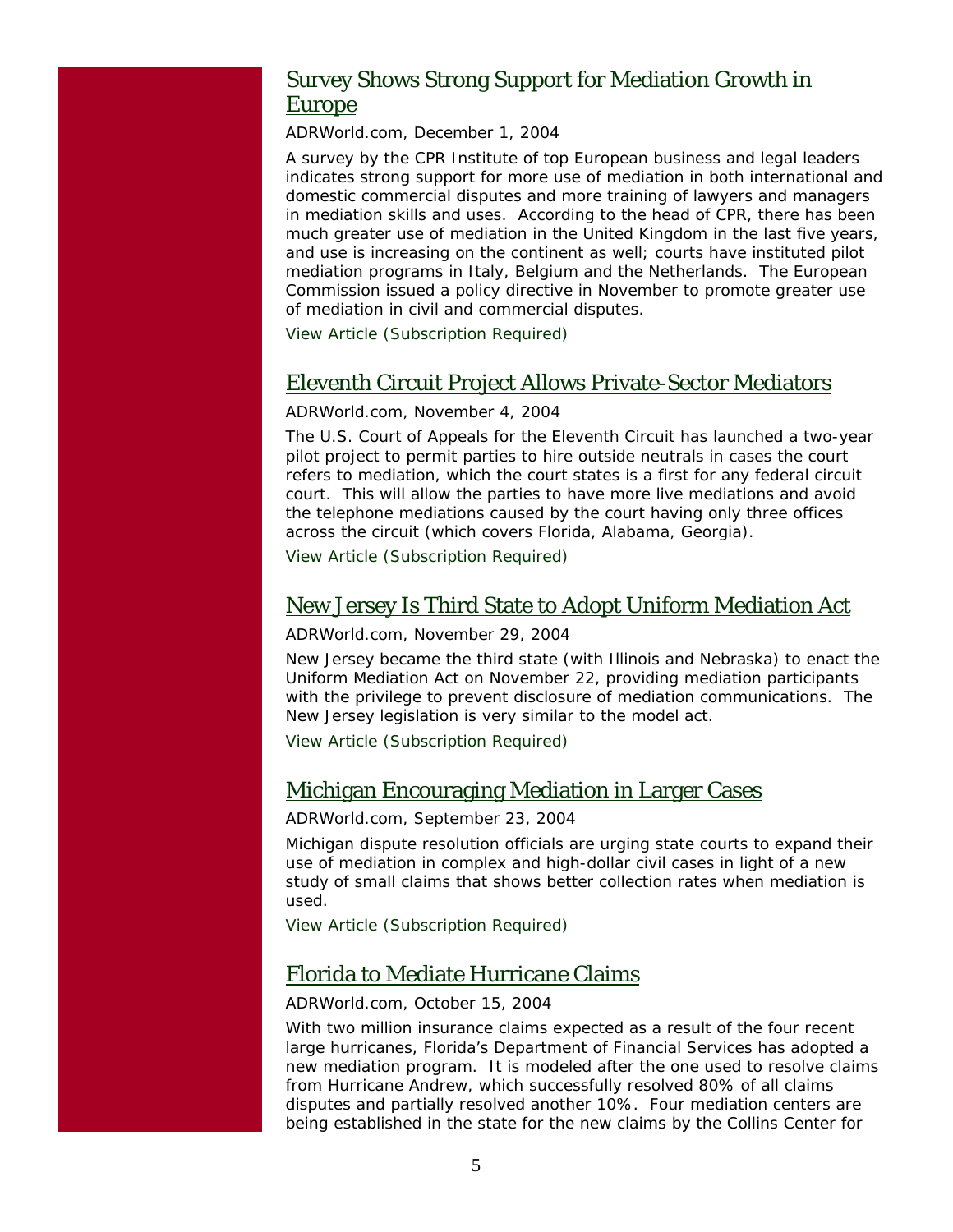## Survey Shows Strong Support for Mediation Growth in Europe

ADRWorld.com, December 1, 2004

A survey by the CPR Institute of top European business and legal leaders indicates strong support for more use of mediation in both international and domestic commercial disputes and more training of lawyers and managers in mediation skills and uses. According to the head of CPR, there has been much greater use of mediation in the United Kingdom in the last five years, and use is increasing on the continent as well; courts have instituted pilot mediation programs in Italy, Belgium and the Netherlands. The European Commission issued a policy directive in November to promote greater use of mediation in civil and commercial disputes.

View Article (Subscription Required)

## Eleventh Circuit Project Allows Private-Sector Mediators

ADRWorld.com, November 4, 2004

The U.S. Court of Appeals for the Eleventh Circuit has launched a two-year pilot project to permit parties to hire outside neutrals in cases the court refers to mediation, which the court states is a first for any federal circuit court. This will allow the parties to have more live mediations and avoid the telephone mediations caused by the court having only three offices across the circuit (which covers Florida, Alabama, Georgia).

View Article (Subscription Required)

## New Jersey Is Third State to Adopt Uniform Mediation Act

ADRWorld.com, November 29, 2004

New Jersey became the third state (with Illinois and Nebraska) to enact the Uniform Mediation Act on November 22, providing mediation participants with the privilege to prevent disclosure of mediation communications. The New Jersey legislation is very similar to the model act.

View Article (Subscription Required)

## Michigan Encouraging Mediation in Larger Cases

ADRWorld.com, September 23, 2004

Michigan dispute resolution officials are urging state courts to expand their use of mediation in complex and high-dollar civil cases in light of a new study of small claims that shows better collection rates when mediation is used.

View Article (Subscription Required)

## Florida to Mediate Hurricane Claims

ADRWorld.com, October 15, 2004

With two million insurance claims expected as a result of the four recent large hurricanes, Florida's Department of Financial Services has adopted a new mediation program. It is modeled after the one used to resolve claims from Hurricane Andrew, which successfully resolved 80% of all claims disputes and partially resolved another 10%. Four mediation centers are being established in the state for the new claims by the Collins Center for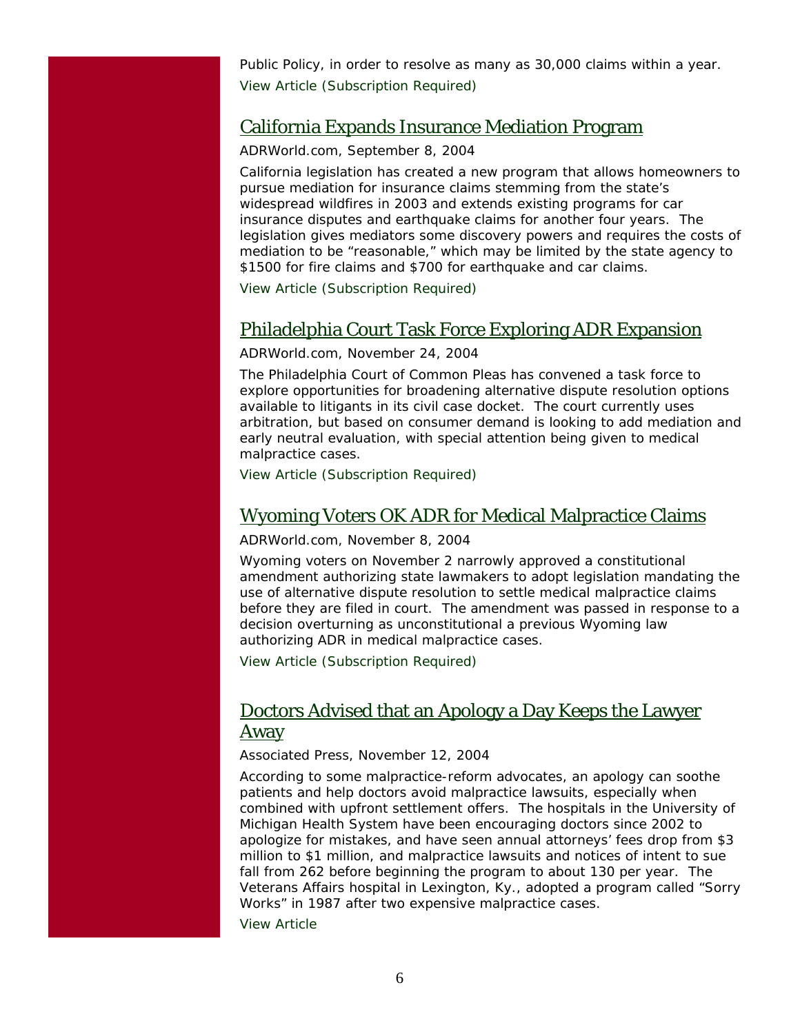Public Policy, in order to resolve as many as 30,000 claims within a year.

View Article (Subscription Required)

## California Expands Insurance Mediation Program

ADRWorld.com, September 8, 2004

California legislation has created a new program that allows homeowners to pursue mediation for insurance claims stemming from the state's widespread wildfires in 2003 and extends existing programs for car insurance disputes and earthquake claims for another four years. The legislation gives mediators some discovery powers and requires the costs of mediation to be "reasonable," which may be limited by the state agency to $1500 for fire claims and $700 for earthquake and car claims.

View Article (Subscription Required)

## Philadelphia Court Task Force Exploring ADR Expansion

ADRWorld.com, November 24, 2004

The Philadelphia Court of Common Pleas has convened a task force to explore opportunities for broadening alternative dispute resolution options available to litigants in its civil case docket. The court currently uses arbitration, but based on consumer demand is looking to add mediation and early neutral evaluation, with special attention being given to medical malpractice cases.

View Article (Subscription Required)

## Wyoming Voters OK ADR for Medical Malpractice Claims

ADRWorld.com, November 8, 2004

Wyoming voters on November 2 narrowly approved a constitutional amendment authorizing state lawmakers to adopt legislation mandating the use of alternative dispute resolution to settle medical malpractice claims before they are filed in court. The amendment was passed in response to a decision overturning as unconstitutional a previous Wyoming law authorizing ADR in medical malpractice cases.

View Article (Subscription Required)

## Doctors Advised that an Apology a Day Keeps the Lawyer Away

Associated Press, November 12, 2004

According to some malpractice-reform advocates, an apology can soothe patients and help doctors avoid malpractice lawsuits, especially when combined with upfront settlement offers. The hospitals in the University of Michigan Health System have been encouraging doctors since 2002 to apologize for mistakes, and have seen annual attorneys' fees drop from $3 million to $1 million, and malpractice lawsuits and notices of intent to sue fall from 262 before beginning the program to about 130 per year. The Veterans Affairs hospital in Lexington, Ky., adopted a program called "Sorry Works" in 1987 after two expensive malpractice cases.

View Article